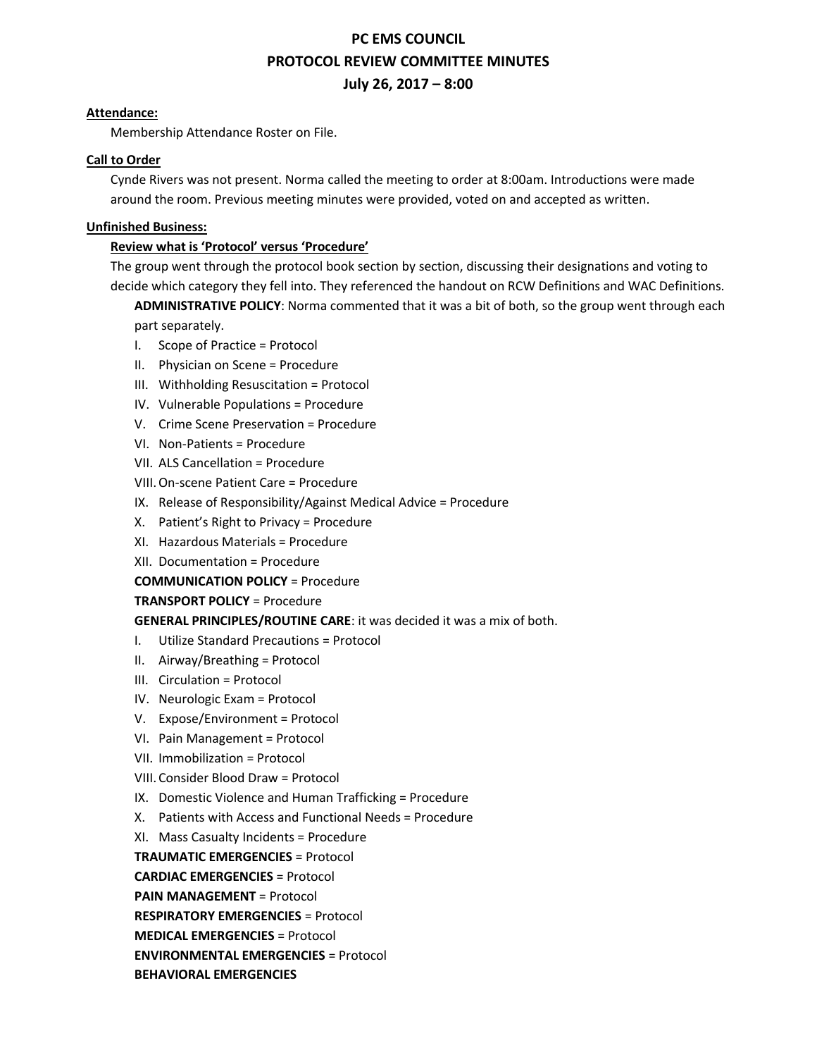# PC EMS COUNCIL
## PROTOCOL REVIEW COMMITTEE MINUTES
### July 26, 2017 – 8:00

**Attendance:**

Membership Attendance Roster on File.

**Call to Order**

Cynde Rivers was not present. Norma called the meeting to order at 8:00am. Introductions were made around the room. Previous meeting minutes were provided, voted on and accepted as written.

**Unfinished Business:**

**Review what is 'Protocol' versus 'Procedure'**

The group went through the protocol book section by section, discussing their designations and voting to decide which category they fell into. They referenced the handout on RCW Definitions and WAC Definitions.

**ADMINISTRATIVE POLICY**: Norma commented that it was a bit of both, so the group went through each part separately.

- I. Scope of Practice = Protocol
- II. Physician on Scene = Procedure
- III. Withholding Resuscitation = Protocol
- IV. Vulnerable Populations = Procedure
- V. Crime Scene Preservation = Procedure
- VI. Non-Patients = Procedure
- VII. ALS Cancellation = Procedure
- VIII. On-scene Patient Care = Procedure
- IX. Release of Responsibility/Against Medical Advice = Procedure
- X. Patient's Right to Privacy = Procedure
- XI. Hazardous Materials = Procedure
- XII. Documentation = Procedure

**COMMUNICATION POLICY** = Procedure

**TRANSPORT POLICY** = Procedure

**GENERAL PRINCIPLES/ROUTINE CARE**: it was decided it was a mix of both.

- I. Utilize Standard Precautions = Protocol
- II. Airway/Breathing = Protocol
- III. Circulation = Protocol
- IV. Neurologic Exam = Protocol
- V. Expose/Environment = Protocol
- VI. Pain Management = Protocol
- VII. Immobilization = Protocol
- VIII. Consider Blood Draw = Protocol
- IX. Domestic Violence and Human Trafficking = Procedure
- X. Patients with Access and Functional Needs = Procedure
- XI. Mass Casualty Incidents = Procedure

**TRAUMATIC EMERGENCIES** = Protocol

**CARDIAC EMERGENCIES** = Protocol

**PAIN MANAGEMENT** = Protocol

**RESPIRATORY EMERGENCIES** = Protocol

**MEDICAL EMERGENCIES** = Protocol

**ENVIRONMENTAL EMERGENCIES** = Protocol

**BEHAVIORAL EMERGENCIES**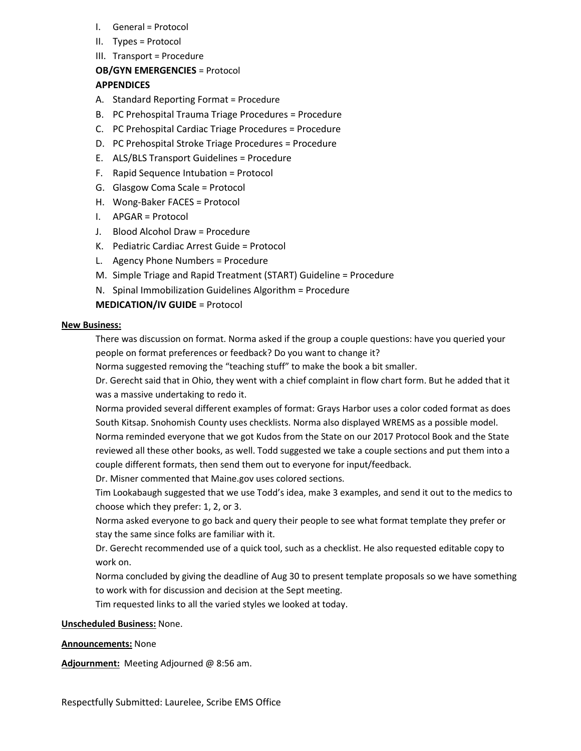I. General = Protocol
II. Types = Protocol
III. Transport = Procedure

**OB/GYN EMERGENCIES** = Protocol

**APPENDICES**

A. Standard Reporting Format = Procedure
B. PC Prehospital Trauma Triage Procedures = Procedure
C. PC Prehospital Cardiac Triage Procedures = Procedure
D. PC Prehospital Stroke Triage Procedures = Procedure
E. ALS/BLS Transport Guidelines = Procedure
F. Rapid Sequence Intubation = Protocol
G. Glasgow Coma Scale = Protocol
H. Wong-Baker FACES = Protocol
I. APGAR = Protocol
J. Blood Alcohol Draw = Procedure
K. Pediatric Cardiac Arrest Guide = Protocol
L. Agency Phone Numbers = Procedure
M. Simple Triage and Rapid Treatment (START) Guideline = Procedure
N. Spinal Immobilization Guidelines Algorithm = Procedure

**MEDICATION/IV GUIDE** = Protocol

**New Business:**

There was discussion on format. Norma asked if the group a couple questions: have you queried your people on format preferences or feedback? Do you want to change it?

Norma suggested removing the "teaching stuff" to make the book a bit smaller.

Dr. Gerecht said that in Ohio, they went with a chief complaint in flow chart form. But he added that it was a massive undertaking to redo it.

Norma provided several different examples of format: Grays Harbor uses a color coded format as does South Kitsap. Snohomish County uses checklists. Norma also displayed WREMS as a possible model.

Norma reminded everyone that we got Kudos from the State on our 2017 Protocol Book and the State reviewed all these other books, as well. Todd suggested we take a couple sections and put them into a couple different formats, then send them out to everyone for input/feedback.

Dr. Misner commented that Maine.gov uses colored sections.

Tim Lookabaugh suggested that we use Todd's idea, make 3 examples, and send it out to the medics to choose which they prefer: 1, 2, or 3.

Norma asked everyone to go back and query their people to see what format template they prefer or stay the same since folks are familiar with it.

Dr. Gerecht recommended use of a quick tool, such as a checklist. He also requested editable copy to work on.

Norma concluded by giving the deadline of Aug 30 to present template proposals so we have something to work with for discussion and decision at the Sept meeting.

Tim requested links to all the varied styles we looked at today.

**Unscheduled Business:** None.

**Announcements:** None

**Adjournment:** Meeting Adjourned @ 8:56 am.

Respectfully Submitted: Laurelee, Scribe EMS Office